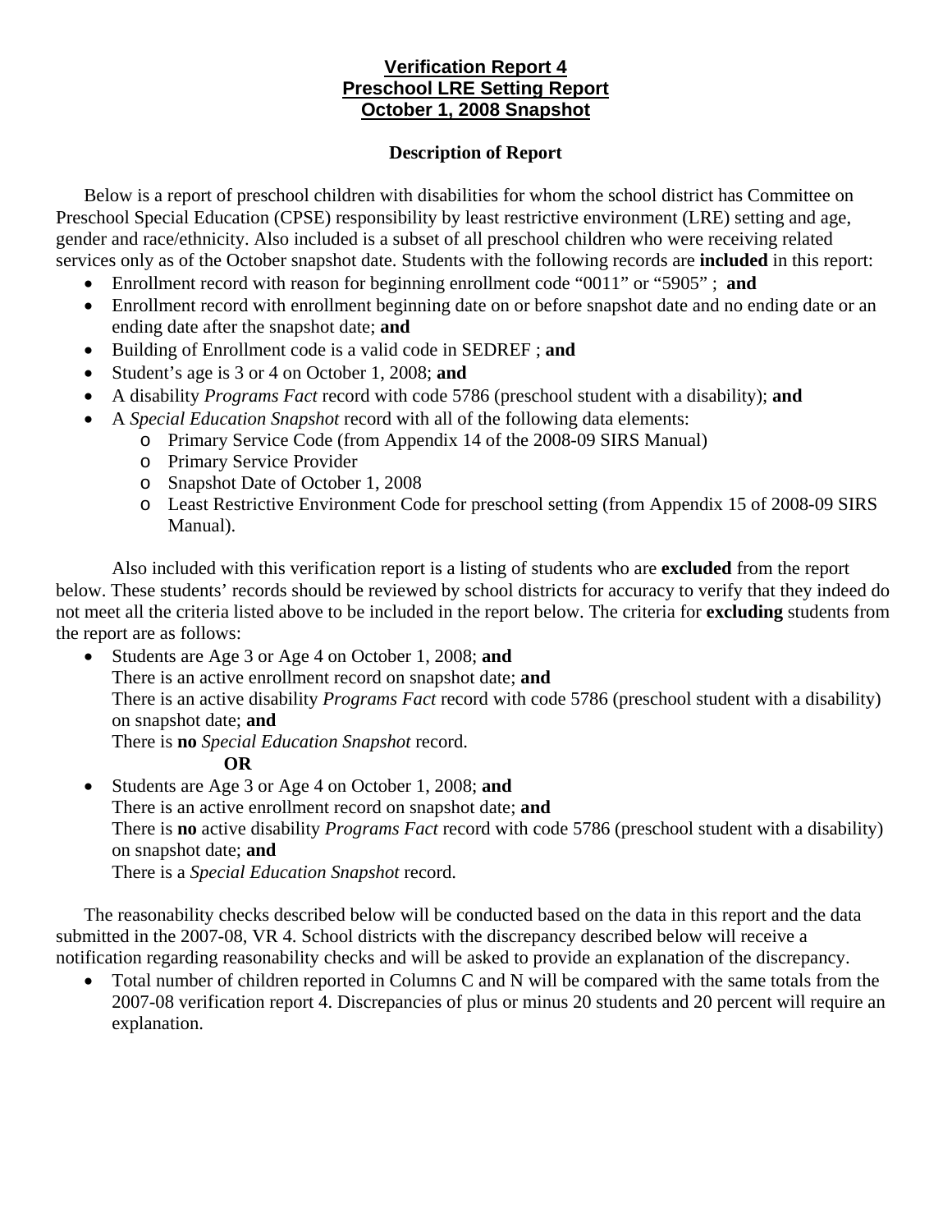# Verification Report 4
# Preschool LRE Setting Report
# October 1, 2008 Snapshot

## Description of Report

Below is a report of preschool children with disabilities for whom the school district has Committee on Preschool Special Education (CPSE) responsibility by least restrictive environment (LRE) setting and age, gender and race/ethnicity. Also included is a subset of all preschool children who were receiving related services only as of the October snapshot date. Students with the following records are **included** in this report:

- Enrollment record with reason for beginning enrollment code "0011" or "5905" ; **and**
- Enrollment record with enrollment beginning date on or before snapshot date and no ending date or an ending date after the snapshot date; **and**
- Building of Enrollment code is a valid code in SEDREF ; **and**
- Student's age is 3 or 4 on October 1, 2008; **and**
- A disability *Programs Fact* record with code 5786 (preschool student with a disability); **and**
- A *Special Education Snapshot* record with all of the following data elements:
  - Primary Service Code (from Appendix 14 of the 2008-09 SIRS Manual)
  - Primary Service Provider
  - Snapshot Date of October 1, 2008
  - Least Restrictive Environment Code for preschool setting (from Appendix 15 of 2008-09 SIRS Manual).

Also included with this verification report is a listing of students who are **excluded** from the report below. These students' records should be reviewed by school districts for accuracy to verify that they indeed do not meet all the criteria listed above to be included in the report below. The criteria for **excluding** students from the report are as follows:

- Students are Age 3 or Age 4 on October 1, 2008; **and**
  There is an active enrollment record on snapshot date; **and**
  There is an active disability *Programs Fact* record with code 5786 (preschool student with a disability) on snapshot date; **and**
  There is **no** *Special Education Snapshot* record.

  **OR**

- Students are Age 3 or Age 4 on October 1, 2008; **and**
  There is an active enrollment record on snapshot date; **and**
  There is **no** active disability *Programs Fact* record with code 5786 (preschool student with a disability) on snapshot date; **and**
  There is a *Special Education Snapshot* record.

The reasonability checks described below will be conducted based on the data in this report and the data submitted in the 2007-08, VR 4. School districts with the discrepancy described below will receive a notification regarding reasonability checks and will be asked to provide an explanation of the discrepancy.

- Total number of children reported in Columns C and N will be compared with the same totals from the 2007-08 verification report 4. Discrepancies of plus or minus 20 students and 20 percent will require an explanation.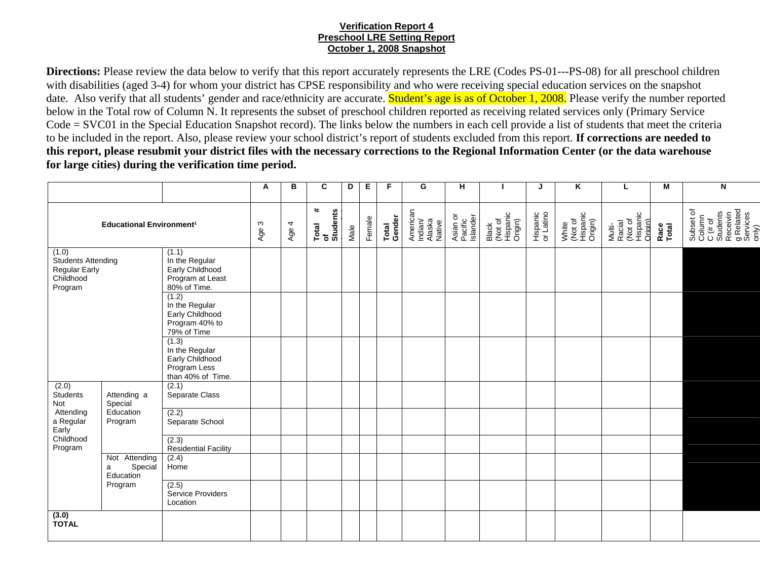**Verification Report 4**
**Preschool LRE Setting Report**
**October 1, 2008 Snapshot**

**Directions:** Please review the data below to verify that this report accurately represents the LRE (Codes PS-01---PS-08) for all preschool children with disabilities (aged 3-4) for whom your district has CPSE responsibility and who were receiving special education services on the snapshot date. Also verify that all students' gender and race/ethnicity are accurate. Student's age is as of October 1, 2008. Please verify the number reported below in the Total row of Column N. It represents the subset of preschool children reported as receiving related services only (Primary Service Code = SVC01 in the Special Education Snapshot record). The links below the numbers in each cell provide a list of students that meet the criteria to be included in the report. Also, please review your school district's report of students excluded from this report. **If corrections are needed to this report, please resubmit your district files with the necessary corrections to the Regional Information Center (or the data warehouse for large cities) during the verification time period.**

| | | | A | B | C | D | E | F | G | H | I | J | K | L | M | N |
|---|---|---|---|---|---|---|---|---|---|---|---|---|---|---|---|---|
| Educational Environment[1] | | | Age 3 | Age 4 | **Total # of Students** | Male | Female | **Total Gender** | American Indian/ Alaska Native | Asian or Pacific Islander | Black (Not of Hispanic Origin) | Hispanic or Latino | White (Not of Hispanic Origin) | Multi-Racial (Not of Hispanic Origin) | **Race Total** | Subset of Column C (# of Students Receiving Related Services only) |
| (1.0) Students Attending Regular Early Childhood Program | | (1.1) In the Regular Early Childhood Program at Least 80% of Time. | | | | | | | | | | | | | | |
| | | (1.2) In the Regular Early Childhood Program 40% to 79% of Time | | | | | | | | | | | | | | |
| | | (1.3) In the Regular Early Childhood Program Less than 40% of Time. | | | | | | | | | | | | | | |
| (2.0) Students Not Attending a Regular Early Childhood Program | Attending a Special Education Program | (2.1) Separate Class | | | | | | | | | | | | | | |
| | | (2.2) Separate School | | | | | | | | | | | | | | |
| | | (2.3) Residential Facility | | | | | | | | | | | | | | |
| | Not Attending a Special Education Program | (2.4) Home | | | | | | | | | | | | | | |
| | | (2.5) Service Providers Location | | | | | | | | | | | | | | |
| **(3.0) TOTAL** | | | | | | | | | | | | | | | | |